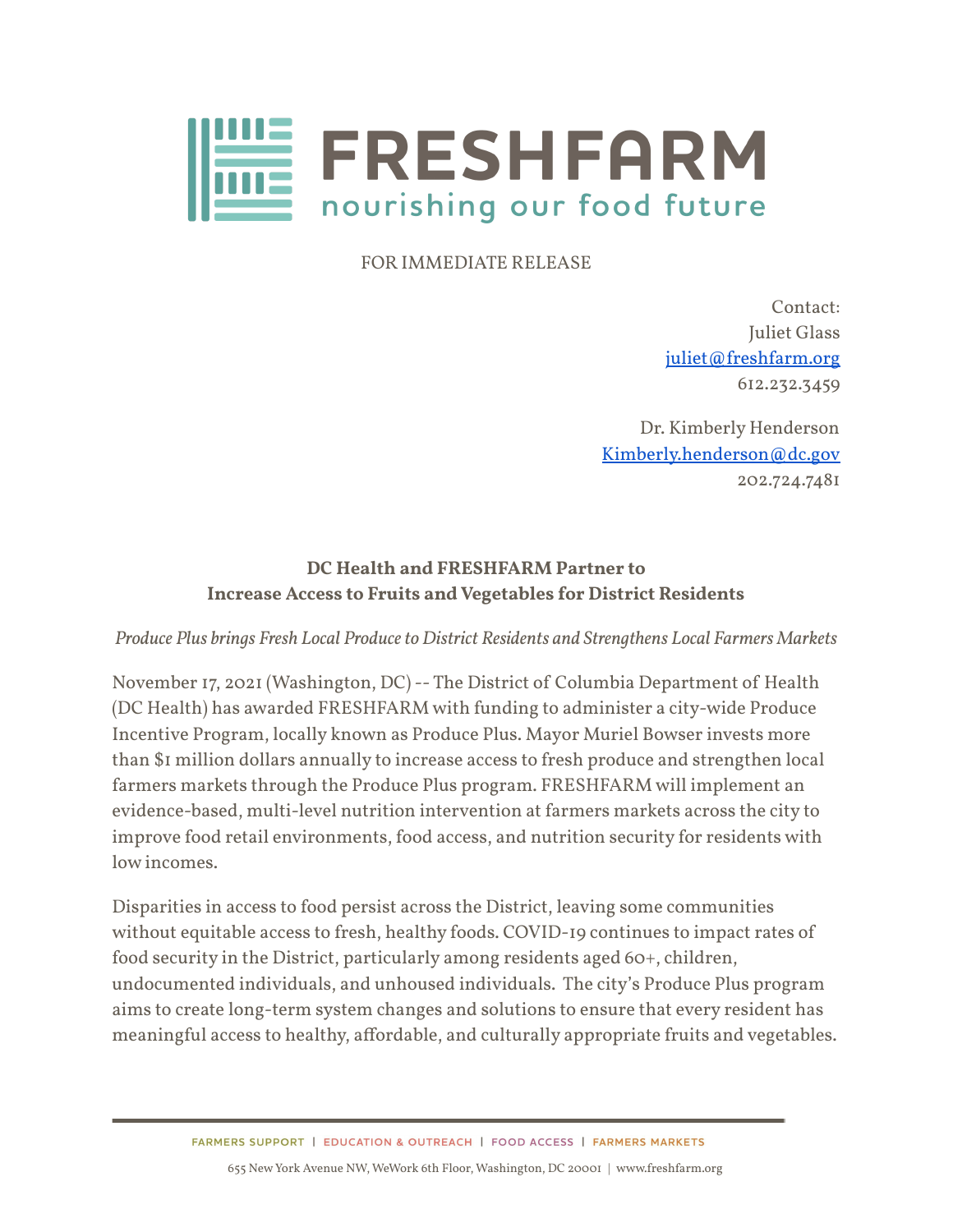FRESHFARM

nourishing our food future

FOR IMMEDIATE RELEASE

Contact:
Juliet Glass
juliet@freshfarm.org
612.232.3459

Dr. Kimberly Henderson
Kimberly.henderson@dc.gov
202.724.7481

**DC Health and FRESHFARM Partner to Increase Access to Fruits and Vegetables for District Residents**

*Produce Plus brings Fresh Local Produce to District Residents and Strengthens Local Farmers Markets*

November 17, 2021 (Washington, DC) -- The District of Columbia Department of Health (DC Health) has awarded FRESHFARM with funding to administer a city-wide Produce Incentive Program, locally known as Produce Plus. Mayor Muriel Bowser invests more than $1 million dollars annually to increase access to fresh produce and strengthen local farmers markets through the Produce Plus program. FRESHFARM will implement an evidence-based, multi-level nutrition intervention at farmers markets across the city to improve food retail environments, food access, and nutrition security for residents with low incomes.

Disparities in access to food persist across the District, leaving some communities without equitable access to fresh, healthy foods. COVID-19 continues to impact rates of food security in the District, particularly among residents aged 60+, children, undocumented individuals, and unhoused individuals. The city's Produce Plus program aims to create long-term system changes and solutions to ensure that every resident has meaningful access to healthy, affordable, and culturally appropriate fruits and vegetables.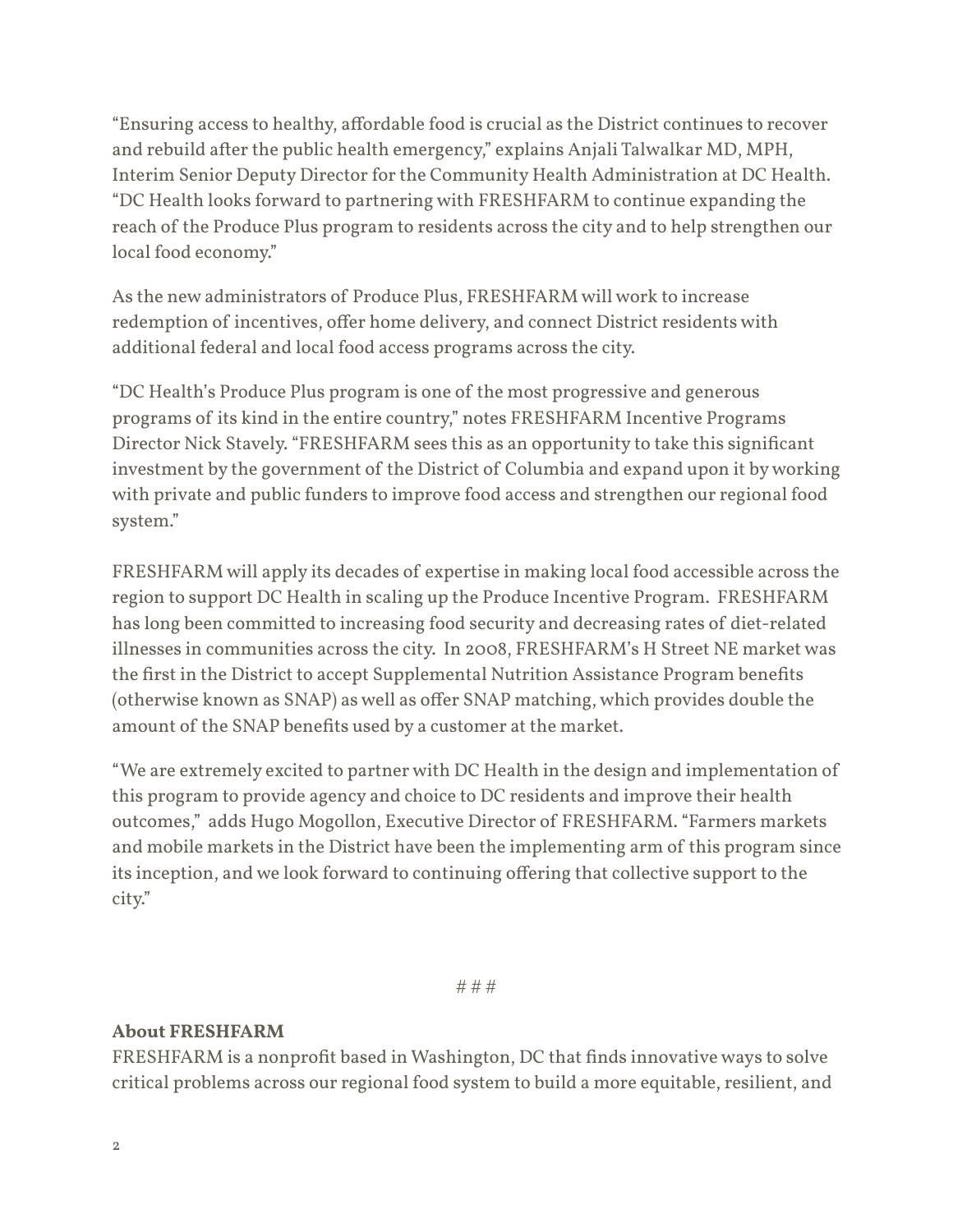"Ensuring access to healthy, affordable food is crucial as the District continues to recover and rebuild after the public health emergency," explains Anjali Talwalkar MD, MPH, Interim Senior Deputy Director for the Community Health Administration at DC Health. "DC Health looks forward to partnering with FRESHFARM to continue expanding the reach of the Produce Plus program to residents across the city and to help strengthen our local food economy."

As the new administrators of Produce Plus, FRESHFARM will work to increase redemption of incentives, offer home delivery, and connect District residents with additional federal and local food access programs across the city.

"DC Health's Produce Plus program is one of the most progressive and generous programs of its kind in the entire country," notes FRESHFARM Incentive Programs Director Nick Stavely. "FRESHFARM sees this as an opportunity to take this significant investment by the government of the District of Columbia and expand upon it by working with private and public funders to improve food access and strengthen our regional food system."

FRESHFARM will apply its decades of expertise in making local food accessible across the region to support DC Health in scaling up the Produce Incentive Program. FRESHFARM has long been committed to increasing food security and decreasing rates of diet-related illnesses in communities across the city. In 2008, FRESHFARM's H Street NE market was the first in the District to accept Supplemental Nutrition Assistance Program benefits (otherwise known as SNAP) as well as offer SNAP matching, which provides double the amount of the SNAP benefits used by a customer at the market.

"We are extremely excited to partner with DC Health in the design and implementation of this program to provide agency and choice to DC residents and improve their health outcomes," adds Hugo Mogollon, Executive Director of FRESHFARM. "Farmers markets and mobile markets in the District have been the implementing arm of this program since its inception, and we look forward to continuing offering that collective support to the city."

# # #

**About FRESHFARM**

FRESHFARM is a nonprofit based in Washington, DC that finds innovative ways to solve critical problems across our regional food system to build a more equitable, resilient, and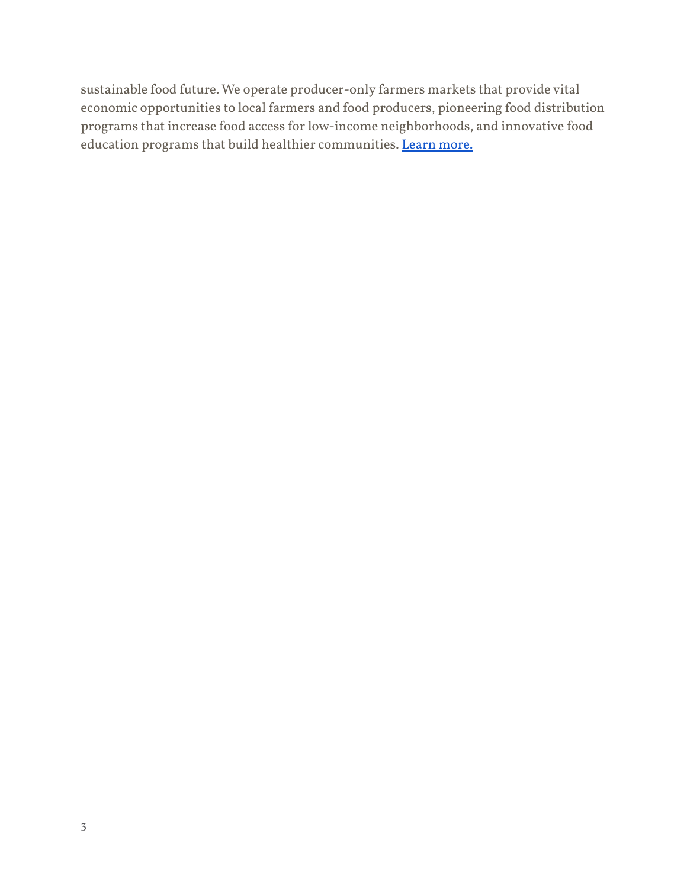sustainable food future. We operate producer-only farmers markets that provide vital economic opportunities to local farmers and food producers, pioneering food distribution programs that increase food access for low-income neighborhoods, and innovative food education programs that build healthier communities. Learn more.